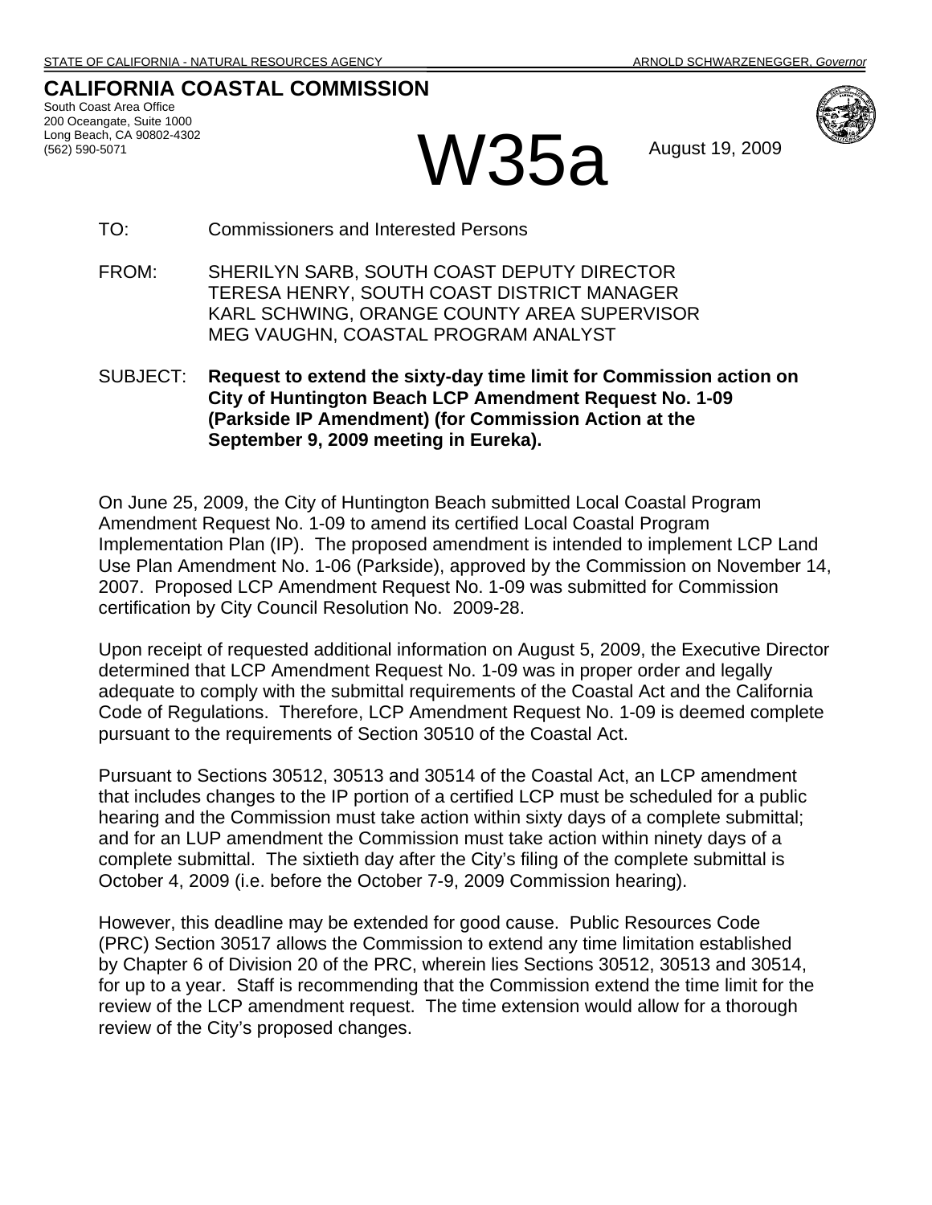STATE OF CALIFORNIA - NATURAL RESOURCES AGENCY ARNOLD SCHWARZENEGGER, *Governor*

# CALIFORNIA COASTAL COMMISSION

South Coast Area Office
200 Oceangate, Suite 1000
Long Beach, CA 90802-4302
(562) 590-5071

# W35a

August 19, 2009

TO: Commissioners and Interested Persons

FROM: SHERILYN SARB, SOUTH COAST DEPUTY DIRECTOR
TERESA HENRY, SOUTH COAST DISTRICT MANAGER
KARL SCHWING, ORANGE COUNTY AREA SUPERVISOR
MEG VAUGHN, COASTAL PROGRAM ANALYST

SUBJECT: **Request to extend the sixty-day time limit for Commission action on City of Huntington Beach LCP Amendment Request No. 1-09 (Parkside IP Amendment) (for Commission Action at the September 9, 2009 meeting in Eureka).**

On June 25, 2009, the City of Huntington Beach submitted Local Coastal Program Amendment Request No. 1-09 to amend its certified Local Coastal Program Implementation Plan (IP). The proposed amendment is intended to implement LCP Land Use Plan Amendment No. 1-06 (Parkside), approved by the Commission on November 14, 2007. Proposed LCP Amendment Request No. 1-09 was submitted for Commission certification by City Council Resolution No. 2009-28.

Upon receipt of requested additional information on August 5, 2009, the Executive Director determined that LCP Amendment Request No. 1-09 was in proper order and legally adequate to comply with the submittal requirements of the Coastal Act and the California Code of Regulations. Therefore, LCP Amendment Request No. 1-09 is deemed complete pursuant to the requirements of Section 30510 of the Coastal Act.

Pursuant to Sections 30512, 30513 and 30514 of the Coastal Act, an LCP amendment that includes changes to the IP portion of a certified LCP must be scheduled for a public hearing and the Commission must take action within sixty days of a complete submittal; and for an LUP amendment the Commission must take action within ninety days of a complete submittal. The sixtieth day after the City's filing of the complete submittal is October 4, 2009 (i.e. before the October 7-9, 2009 Commission hearing).

However, this deadline may be extended for good cause. Public Resources Code (PRC) Section 30517 allows the Commission to extend any time limitation established by Chapter 6 of Division 20 of the PRC, wherein lies Sections 30512, 30513 and 30514, for up to a year. Staff is recommending that the Commission extend the time limit for the review of the LCP amendment request. The time extension would allow for a thorough review of the City's proposed changes.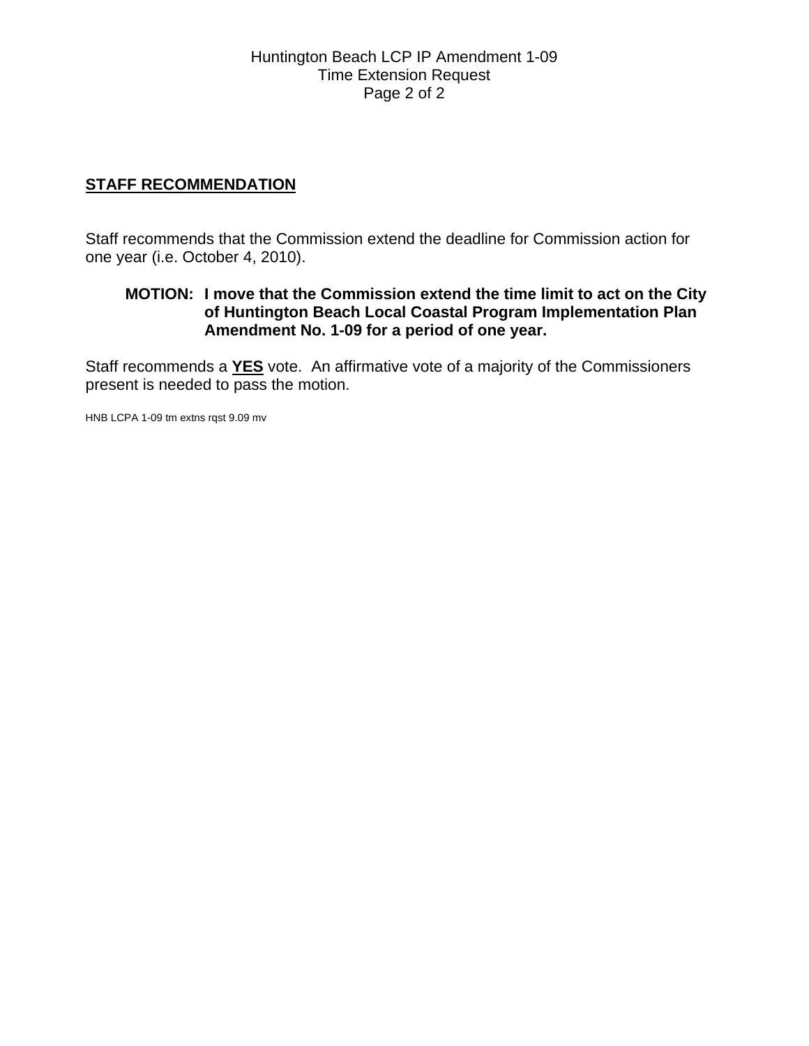## STAFF RECOMMENDATION

Staff recommends that the Commission extend the deadline for Commission action for one year (i.e. October 4, 2010).

> **MOTION: I move that the Commission extend the time limit to act on the City of Huntington Beach Local Coastal Program Implementation Plan Amendment No. 1-09 for a period of one year.**

Staff recommends a **YES** vote. An affirmative vote of a majority of the Commissioners present is needed to pass the motion.

HNB LCPA 1-09 tm extns rqst 9.09 mv